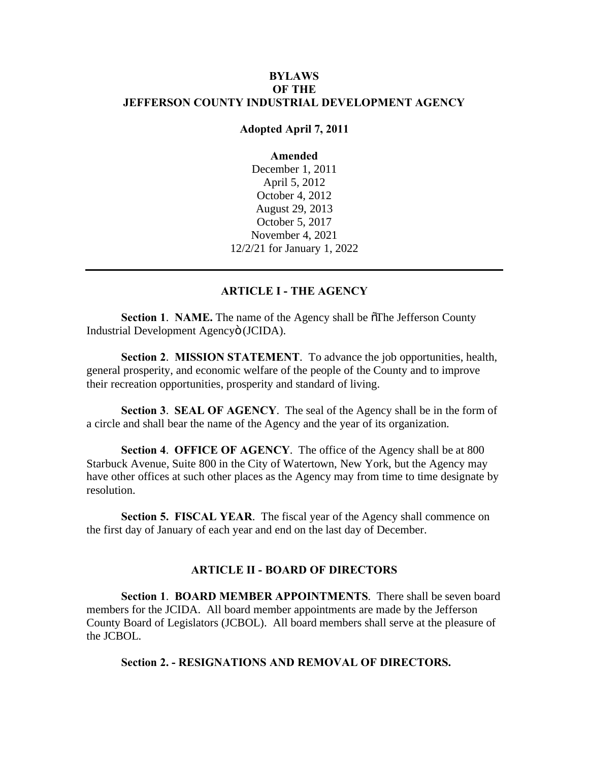# BYLAWS
# OF THE
# JEFFERSON COUNTY INDUSTRIAL DEVELOPMENT AGENCY

**Adopted April 7, 2011**

**Amended**
December 1, 2011
April 5, 2012
October 4, 2012
August 29, 2013
October 5, 2017
November 4, 2021
12/2/21 for January 1, 2022

---

## ARTICLE I - THE AGENCY

**Section 1**. **NAME.** The name of the Agency shall be õThe Jefferson County Industrial Development Agencyö (JCIDA).

**Section 2**. **MISSION STATEMENT**. To advance the job opportunities, health, general prosperity, and economic welfare of the people of the County and to improve their recreation opportunities, prosperity and standard of living.

**Section 3**. **SEAL OF AGENCY**. The seal of the Agency shall be in the form of a circle and shall bear the name of the Agency and the year of its organization.

**Section 4**. **OFFICE OF AGENCY**. The office of the Agency shall be at 800 Starbuck Avenue, Suite 800 in the City of Watertown, New York, but the Agency may have other offices at such other places as the Agency may from time to time designate by resolution.

**Section 5. FISCAL YEAR**. The fiscal year of the Agency shall commence on the first day of January of each year and end on the last day of December.

## ARTICLE II - BOARD OF DIRECTORS

**Section 1**. **BOARD MEMBER APPOINTMENTS**. There shall be seven board members for the JCIDA. All board member appointments are made by the Jefferson County Board of Legislators (JCBOL). All board members shall serve at the pleasure of the JCBOL.

**Section 2. - RESIGNATIONS AND REMOVAL OF DIRECTORS.**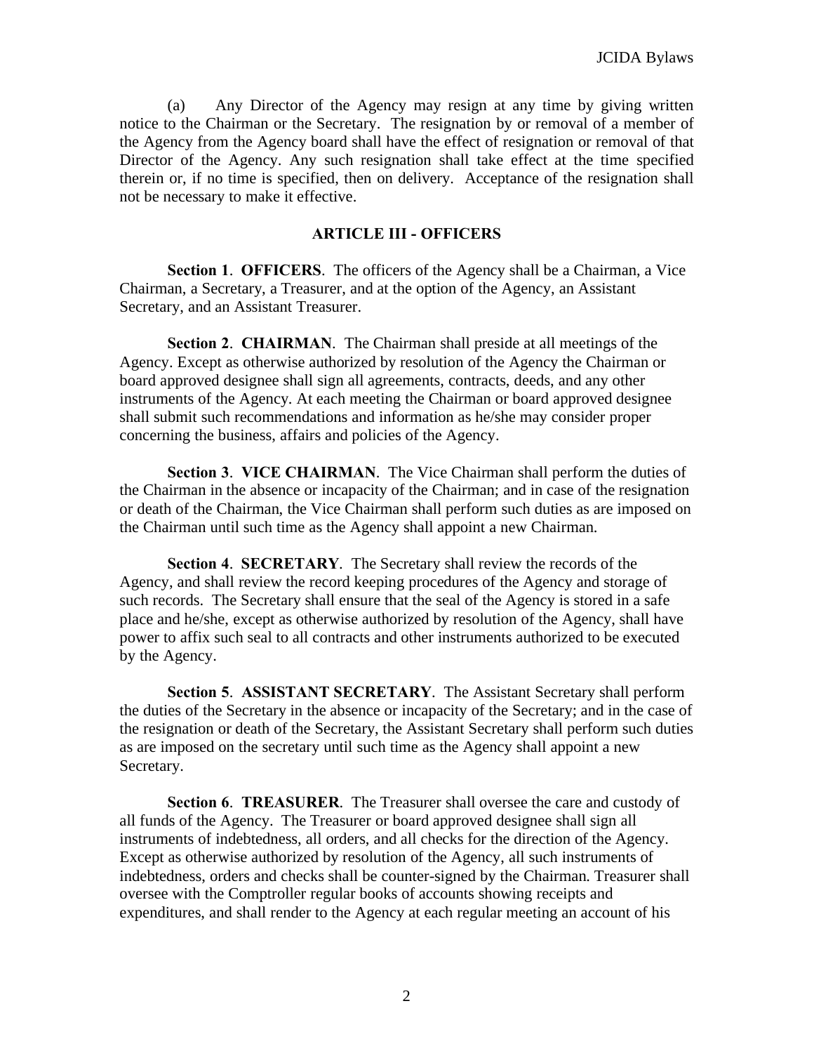(a) Any Director of the Agency may resign at any time by giving written notice to the Chairman or the Secretary. The resignation by or removal of a member of the Agency from the Agency board shall have the effect of resignation or removal of that Director of the Agency. Any such resignation shall take effect at the time specified therein or, if no time is specified, then on delivery. Acceptance of the resignation shall not be necessary to make it effective.

## ARTICLE III - OFFICERS

**Section 1**. **OFFICERS**. The officers of the Agency shall be a Chairman, a Vice Chairman, a Secretary, a Treasurer, and at the option of the Agency, an Assistant Secretary, and an Assistant Treasurer.

**Section 2**. **CHAIRMAN**. The Chairman shall preside at all meetings of the Agency. Except as otherwise authorized by resolution of the Agency the Chairman or board approved designee shall sign all agreements, contracts, deeds, and any other instruments of the Agency. At each meeting the Chairman or board approved designee shall submit such recommendations and information as he/she may consider proper concerning the business, affairs and policies of the Agency.

**Section 3**. **VICE CHAIRMAN**. The Vice Chairman shall perform the duties of the Chairman in the absence or incapacity of the Chairman; and in case of the resignation or death of the Chairman, the Vice Chairman shall perform such duties as are imposed on the Chairman until such time as the Agency shall appoint a new Chairman.

**Section 4**. **SECRETARY**. The Secretary shall review the records of the Agency, and shall review the record keeping procedures of the Agency and storage of such records. The Secretary shall ensure that the seal of the Agency is stored in a safe place and he/she, except as otherwise authorized by resolution of the Agency, shall have power to affix such seal to all contracts and other instruments authorized to be executed by the Agency.

**Section 5**. **ASSISTANT SECRETARY**. The Assistant Secretary shall perform the duties of the Secretary in the absence or incapacity of the Secretary; and in the case of the resignation or death of the Secretary, the Assistant Secretary shall perform such duties as are imposed on the secretary until such time as the Agency shall appoint a new Secretary.

**Section 6**. **TREASURER**. The Treasurer shall oversee the care and custody of all funds of the Agency. The Treasurer or board approved designee shall sign all instruments of indebtedness, all orders, and all checks for the direction of the Agency. Except as otherwise authorized by resolution of the Agency, all such instruments of indebtedness, orders and checks shall be counter-signed by the Chairman. Treasurer shall oversee with the Comptroller regular books of accounts showing receipts and expenditures, and shall render to the Agency at each regular meeting an account of his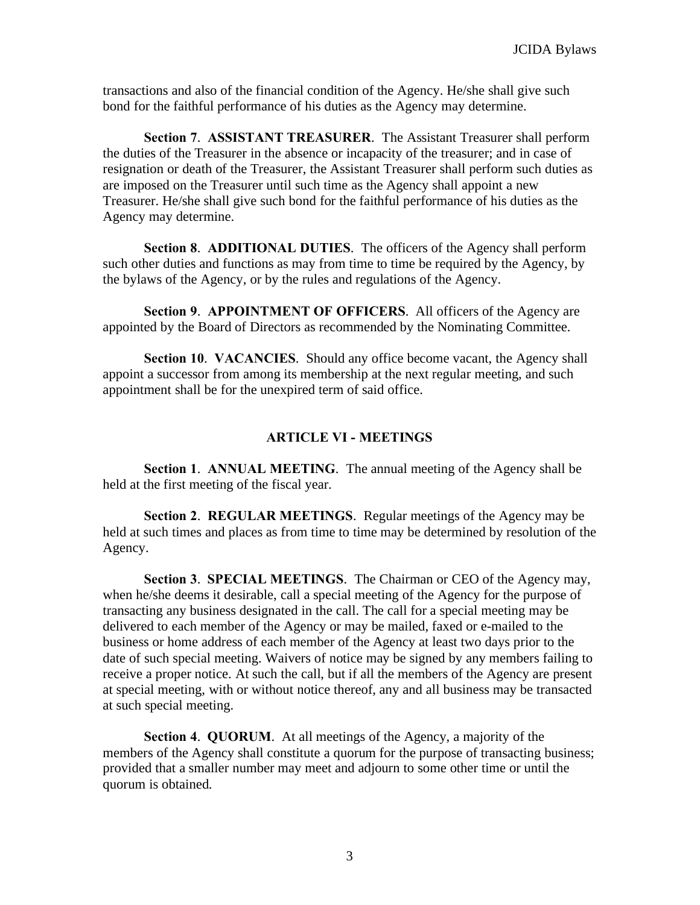transactions and also of the financial condition of the Agency. He/she shall give such bond for the faithful performance of his duties as the Agency may determine.

**Section 7**. **ASSISTANT TREASURER**. The Assistant Treasurer shall perform the duties of the Treasurer in the absence or incapacity of the treasurer; and in case of resignation or death of the Treasurer, the Assistant Treasurer shall perform such duties as are imposed on the Treasurer until such time as the Agency shall appoint a new Treasurer. He/she shall give such bond for the faithful performance of his duties as the Agency may determine.

**Section 8**. **ADDITIONAL DUTIES**. The officers of the Agency shall perform such other duties and functions as may from time to time be required by the Agency, by the bylaws of the Agency, or by the rules and regulations of the Agency.

**Section 9**. **APPOINTMENT OF OFFICERS**. All officers of the Agency are appointed by the Board of Directors as recommended by the Nominating Committee.

**Section 10**. **VACANCIES**. Should any office become vacant, the Agency shall appoint a successor from among its membership at the next regular meeting, and such appointment shall be for the unexpired term of said office.

## ARTICLE VI - MEETINGS

**Section 1**. **ANNUAL MEETING**. The annual meeting of the Agency shall be held at the first meeting of the fiscal year.

**Section 2**. **REGULAR MEETINGS**. Regular meetings of the Agency may be held at such times and places as from time to time may be determined by resolution of the Agency.

**Section 3**. **SPECIAL MEETINGS**. The Chairman or CEO of the Agency may, when he/she deems it desirable, call a special meeting of the Agency for the purpose of transacting any business designated in the call. The call for a special meeting may be delivered to each member of the Agency or may be mailed, faxed or e-mailed to the business or home address of each member of the Agency at least two days prior to the date of such special meeting. Waivers of notice may be signed by any members failing to receive a proper notice. At such the call, but if all the members of the Agency are present at special meeting, with or without notice thereof, any and all business may be transacted at such special meeting.

**Section 4**. **QUORUM**. At all meetings of the Agency, a majority of the members of the Agency shall constitute a quorum for the purpose of transacting business; provided that a smaller number may meet and adjourn to some other time or until the quorum is obtained.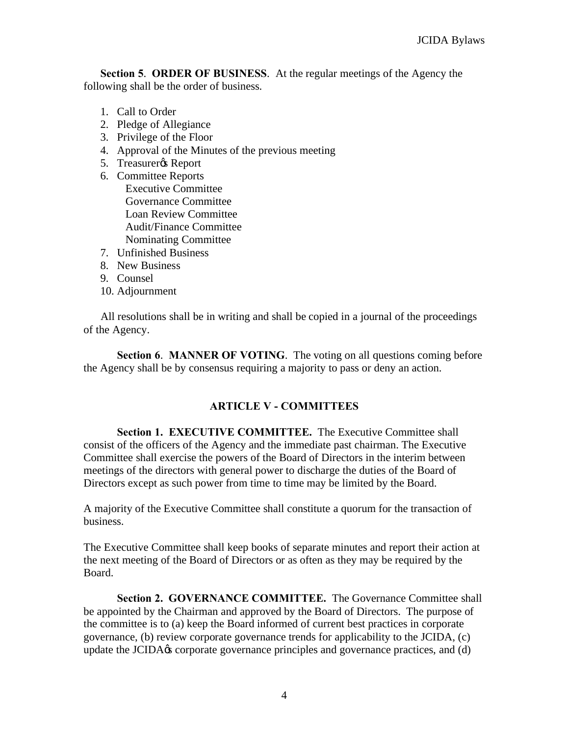**Section 5**. **ORDER OF BUSINESS**. At the regular meetings of the Agency the following shall be the order of business.

1. Call to Order
2. Pledge of Allegiance
3. Privilege of the Floor
4. Approval of the Minutes of the previous meeting
5. Treasurerǿs Report
6. Committee Reports
   - Executive Committee
   - Governance Committee
   - Loan Review Committee
   - Audit/Finance Committee
   - Nominating Committee
7. Unfinished Business
8. New Business
9. Counsel
10. Adjournment

All resolutions shall be in writing and shall be copied in a journal of the proceedings of the Agency.

**Section 6**. **MANNER OF VOTING**. The voting on all questions coming before the Agency shall be by consensus requiring a majority to pass or deny an action.

## ARTICLE V - COMMITTEES

**Section 1. EXECUTIVE COMMITTEE.** The Executive Committee shall consist of the officers of the Agency and the immediate past chairman. The Executive Committee shall exercise the powers of the Board of Directors in the interim between meetings of the directors with general power to discharge the duties of the Board of Directors except as such power from time to time may be limited by the Board.

A majority of the Executive Committee shall constitute a quorum for the transaction of business.

The Executive Committee shall keep books of separate minutes and report their action at the next meeting of the Board of Directors or as often as they may be required by the Board.

**Section 2. GOVERNANCE COMMITTEE.** The Governance Committee shall be appointed by the Chairman and approved by the Board of Directors. The purpose of the committee is to (a) keep the Board informed of current best practices in corporate governance, (b) review corporate governance trends for applicability to the JCIDA, (c) update the JCIDAǿs corporate governance principles and governance practices, and (d)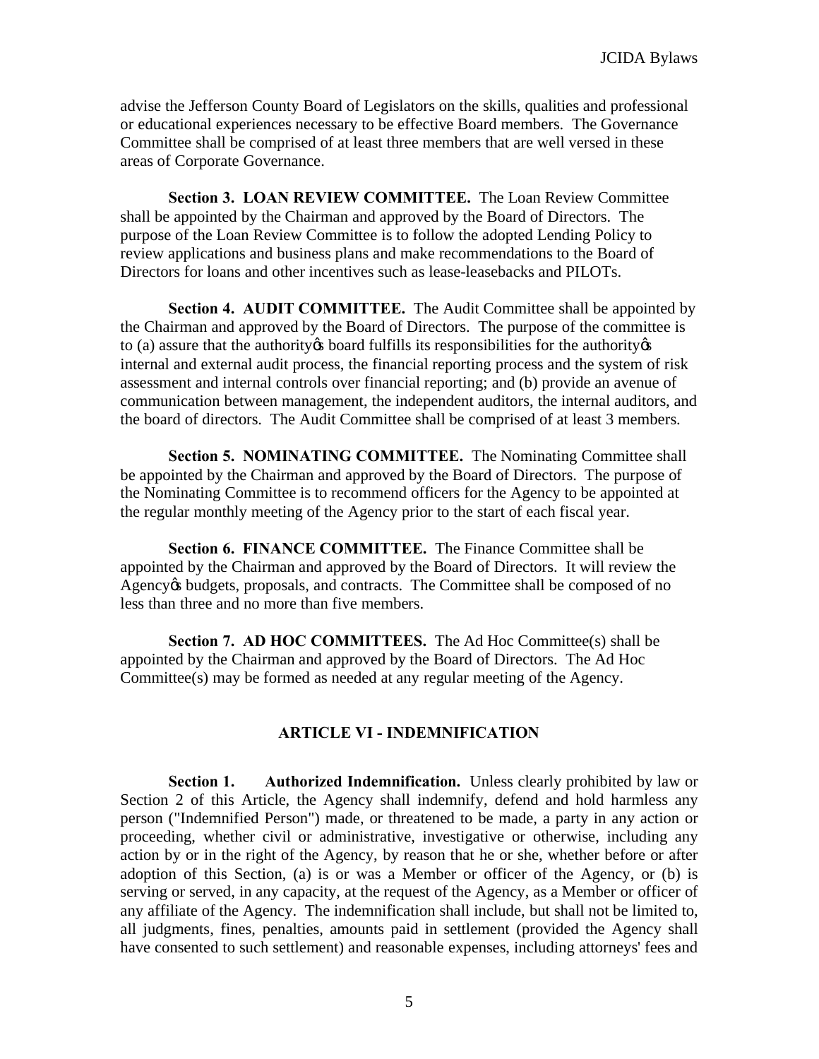advise the Jefferson County Board of Legislators on the skills, qualities and professional or educational experiences necessary to be effective Board members. The Governance Committee shall be comprised of at least three members that are well versed in these areas of Corporate Governance.

**Section 3. LOAN REVIEW COMMITTEE.** The Loan Review Committee shall be appointed by the Chairman and approved by the Board of Directors. The purpose of the Loan Review Committee is to follow the adopted Lending Policy to review applications and business plans and make recommendations to the Board of Directors for loans and other incentives such as lease-leasebacks and PILOTs.

**Section 4. AUDIT COMMITTEE.** The Audit Committee shall be appointed by the Chairman and approved by the Board of Directors. The purpose of the committee is to (a) assure that the authority's board fulfills its responsibilities for the authority's internal and external audit process, the financial reporting process and the system of risk assessment and internal controls over financial reporting; and (b) provide an avenue of communication between management, the independent auditors, the internal auditors, and the board of directors. The Audit Committee shall be comprised of at least 3 members.

**Section 5. NOMINATING COMMITTEE.** The Nominating Committee shall be appointed by the Chairman and approved by the Board of Directors. The purpose of the Nominating Committee is to recommend officers for the Agency to be appointed at the regular monthly meeting of the Agency prior to the start of each fiscal year.

**Section 6. FINANCE COMMITTEE.** The Finance Committee shall be appointed by the Chairman and approved by the Board of Directors. It will review the Agency's budgets, proposals, and contracts. The Committee shall be composed of no less than three and no more than five members.

**Section 7. AD HOC COMMITTEES.** The Ad Hoc Committee(s) shall be appointed by the Chairman and approved by the Board of Directors. The Ad Hoc Committee(s) may be formed as needed at any regular meeting of the Agency.

## ARTICLE VI - INDEMNIFICATION

**Section 1. Authorized Indemnification.** Unless clearly prohibited by law or Section 2 of this Article, the Agency shall indemnify, defend and hold harmless any person ("Indemnified Person") made, or threatened to be made, a party in any action or proceeding, whether civil or administrative, investigative or otherwise, including any action by or in the right of the Agency, by reason that he or she, whether before or after adoption of this Section, (a) is or was a Member or officer of the Agency, or (b) is serving or served, in any capacity, at the request of the Agency, as a Member or officer of any affiliate of the Agency. The indemnification shall include, but shall not be limited to, all judgments, fines, penalties, amounts paid in settlement (provided the Agency shall have consented to such settlement) and reasonable expenses, including attorneys' fees and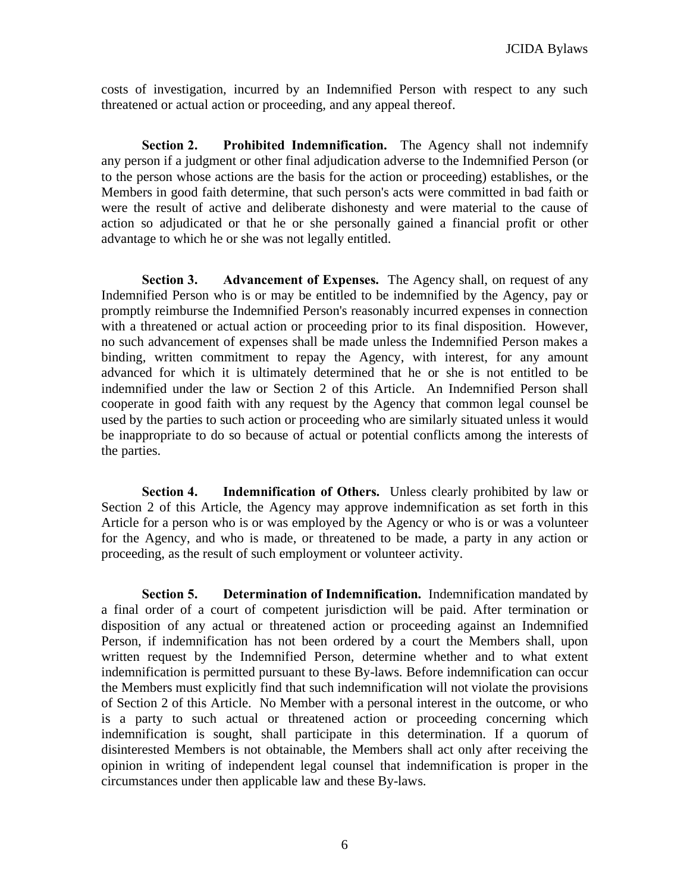costs of investigation, incurred by an Indemnified Person with respect to any such threatened or actual action or proceeding, and any appeal thereof.

**Section 2. Prohibited Indemnification.** The Agency shall not indemnify any person if a judgment or other final adjudication adverse to the Indemnified Person (or to the person whose actions are the basis for the action or proceeding) establishes, or the Members in good faith determine, that such person's acts were committed in bad faith or were the result of active and deliberate dishonesty and were material to the cause of action so adjudicated or that he or she personally gained a financial profit or other advantage to which he or she was not legally entitled.

**Section 3. Advancement of Expenses.** The Agency shall, on request of any Indemnified Person who is or may be entitled to be indemnified by the Agency, pay or promptly reimburse the Indemnified Person's reasonably incurred expenses in connection with a threatened or actual action or proceeding prior to its final disposition. However, no such advancement of expenses shall be made unless the Indemnified Person makes a binding, written commitment to repay the Agency, with interest, for any amount advanced for which it is ultimately determined that he or she is not entitled to be indemnified under the law or Section 2 of this Article. An Indemnified Person shall cooperate in good faith with any request by the Agency that common legal counsel be used by the parties to such action or proceeding who are similarly situated unless it would be inappropriate to do so because of actual or potential conflicts among the interests of the parties.

**Section 4. Indemnification of Others.** Unless clearly prohibited by law or Section 2 of this Article, the Agency may approve indemnification as set forth in this Article for a person who is or was employed by the Agency or who is or was a volunteer for the Agency, and who is made, or threatened to be made, a party in any action or proceeding, as the result of such employment or volunteer activity.

**Section 5. Determination of Indemnification.** Indemnification mandated by a final order of a court of competent jurisdiction will be paid. After termination or disposition of any actual or threatened action or proceeding against an Indemnified Person, if indemnification has not been ordered by a court the Members shall, upon written request by the Indemnified Person, determine whether and to what extent indemnification is permitted pursuant to these By-laws. Before indemnification can occur the Members must explicitly find that such indemnification will not violate the provisions of Section 2 of this Article. No Member with a personal interest in the outcome, or who is a party to such actual or threatened action or proceeding concerning which indemnification is sought, shall participate in this determination. If a quorum of disinterested Members is not obtainable, the Members shall act only after receiving the opinion in writing of independent legal counsel that indemnification is proper in the circumstances under then applicable law and these By-laws.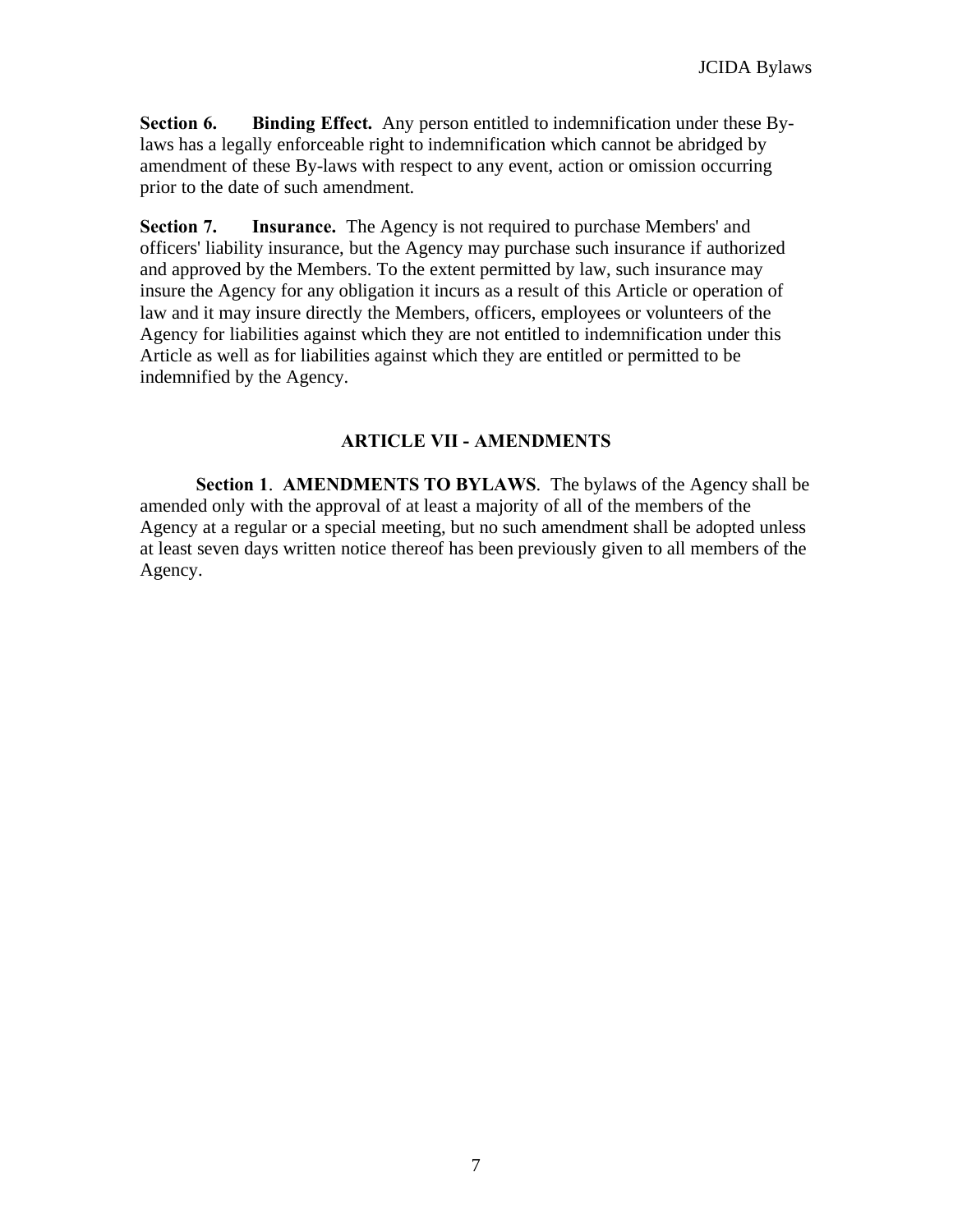**Section 6. Binding Effect.** Any person entitled to indemnification under these By-laws has a legally enforceable right to indemnification which cannot be abridged by amendment of these By-laws with respect to any event, action or omission occurring prior to the date of such amendment.

**Section 7. Insurance.** The Agency is not required to purchase Members' and officers' liability insurance, but the Agency may purchase such insurance if authorized and approved by the Members. To the extent permitted by law, such insurance may insure the Agency for any obligation it incurs as a result of this Article or operation of law and it may insure directly the Members, officers, employees or volunteers of the Agency for liabilities against which they are not entitled to indemnification under this Article as well as for liabilities against which they are entitled or permitted to be indemnified by the Agency.

## ARTICLE VII - AMENDMENTS

**Section 1. AMENDMENTS TO BYLAWS.** The bylaws of the Agency shall be amended only with the approval of at least a majority of all of the members of the Agency at a regular or a special meeting, but no such amendment shall be adopted unless at least seven days written notice thereof has been previously given to all members of the Agency.